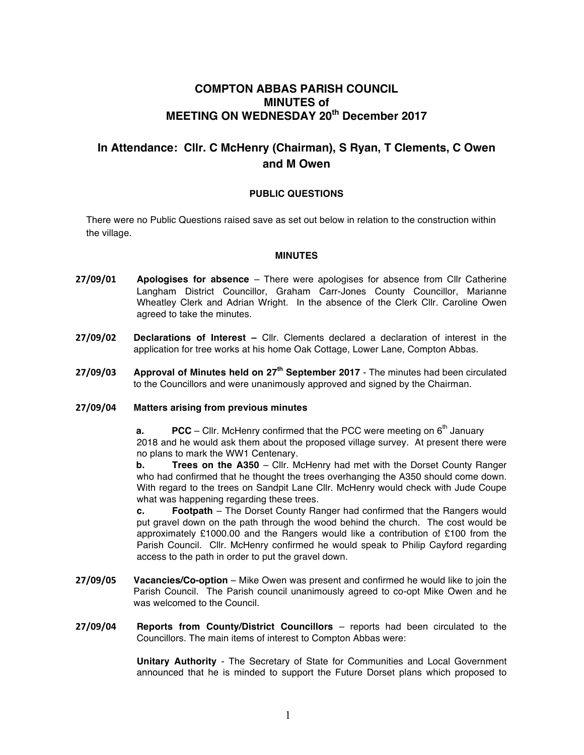# COMPTON ABBAS PARISH COUNCIL
# MINUTES of
# MEETING ON WEDNESDAY 20th December 2017

## In Attendance: Cllr. C McHenry (Chairman), S Ryan, T Clements, C Owen and M Owen

### PUBLIC QUESTIONS

There were no Public Questions raised save as set out below in relation to the construction within the village.

### MINUTES

**27/09/01** **Apologises for absence** – There were apologises for absence from Cllr Catherine Langham District Councillor, Graham Carr-Jones County Councillor, Marianne Wheatley Clerk and Adrian Wright. In the absence of the Clerk Cllr. Caroline Owen agreed to take the minutes.

**27/09/02** **Declarations of Interest –** Cllr. Clements declared a declaration of interest in the application for tree works at his home Oak Cottage, Lower Lane, Compton Abbas.

**27/09/03** **Approval of Minutes held on 27th September 2017** - The minutes had been circulated to the Councillors and were unanimously approved and signed by the Chairman.

**27/09/04** **Matters arising from previous minutes**

**a.** **PCC** – Cllr. McHenry confirmed that the PCC were meeting on 6th January 2018 and he would ask them about the proposed village survey. At present there were no plans to mark the WW1 Centenary.

**b.** **Trees on the A350** – Cllr. McHenry had met with the Dorset County Ranger who had confirmed that he thought the trees overhanging the A350 should come down. With regard to the trees on Sandpit Lane Cllr. McHenry would check with Jude Coupe what was happening regarding these trees.

**c.** **Footpath** – The Dorset County Ranger had confirmed that the Rangers would put gravel down on the path through the wood behind the church. The cost would be approximately £1000.00 and the Rangers would like a contribution of £100 from the Parish Council. Cllr. McHenry confirmed he would speak to Philip Cayford regarding access to the path in order to put the gravel down.

**27/09/05** **Vacancies/Co-option** – Mike Owen was present and confirmed he would like to join the Parish Council. The Parish council unanimously agreed to co-opt Mike Owen and he was welcomed to the Council.

**27/09/04** **Reports from County/District Councillors** – reports had been circulated to the Councillors. The main items of interest to Compton Abbas were:

**Unitary Authority** - The Secretary of State for Communities and Local Government announced that he is minded to support the Future Dorset plans which proposed to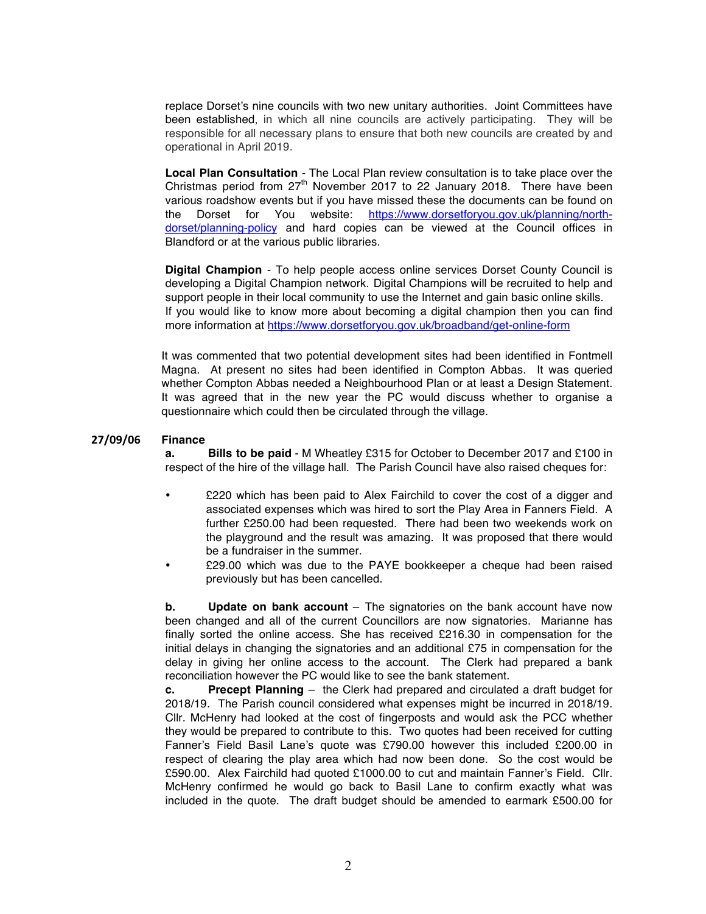replace Dorset's nine councils with two new unitary authorities. Joint Committees have been established, in which all nine councils are actively participating. They will be responsible for all necessary plans to ensure that both new councils are created by and operational in April 2019.

**Local Plan Consultation** - The Local Plan review consultation is to take place over the Christmas period from 27th November 2017 to 22 January 2018. There have been various roadshow events but if you have missed these the documents can be found on the Dorset for You website: [https://www.dorsetforyou.gov.uk/planning/north-dorset/planning-policy](https://www.dorsetforyou.gov.uk/planning/north-dorset/planning-policy) and hard copies can be viewed at the Council offices in Blandford or at the various public libraries.

**Digital Champion** - To help people access online services Dorset County Council is developing a Digital Champion network. Digital Champions will be recruited to help and support people in their local community to use the Internet and gain basic online skills. If you would like to know more about becoming a digital champion then you can find more information at [https://www.dorsetforyou.gov.uk/broadband/get-online-form](https://www.dorsetforyou.gov.uk/broadband/get-online-form)

It was commented that two potential development sites had been identified in Fontmell Magna. At present no sites had been identified in Compton Abbas. It was queried whether Compton Abbas needed a Neighbourhood Plan or at least a Design Statement. It was agreed that in the new year the PC would discuss whether to organise a questionnaire which could then be circulated through the village.

**27/09/06 Finance**

**a. Bills to be paid** - M Wheatley £315 for October to December 2017 and £100 in respect of the hire of the village hall. The Parish Council have also raised cheques for:

- £220 which has been paid to Alex Fairchild to cover the cost of a digger and associated expenses which was hired to sort the Play Area in Fanners Field. A further £250.00 had been requested. There had been two weekends work on the playground and the result was amazing. It was proposed that there would be a fundraiser in the summer.
- £29.00 which was due to the PAYE bookkeeper a cheque had been raised previously but has been cancelled.

**b. Update on bank account** – The signatories on the bank account have now been changed and all of the current Councillors are now signatories. Marianne has finally sorted the online access. She has received £216.30 in compensation for the initial delays in changing the signatories and an additional £75 in compensation for the delay in giving her online access to the account. The Clerk had prepared a bank reconciliation however the PC would like to see the bank statement.

**c. Precept Planning** – the Clerk had prepared and circulated a draft budget for 2018/19. The Parish council considered what expenses might be incurred in 2018/19. Cllr. McHenry had looked at the cost of fingerposts and would ask the PCC whether they would be prepared to contribute to this. Two quotes had been received for cutting Fanner's Field Basil Lane's quote was £790.00 however this included £200.00 in respect of clearing the play area which had now been done. So the cost would be £590.00. Alex Fairchild had quoted £1000.00 to cut and maintain Fanner's Field. Cllr. McHenry confirmed he would go back to Basil Lane to confirm exactly what was included in the quote. The draft budget should be amended to earmark £500.00 for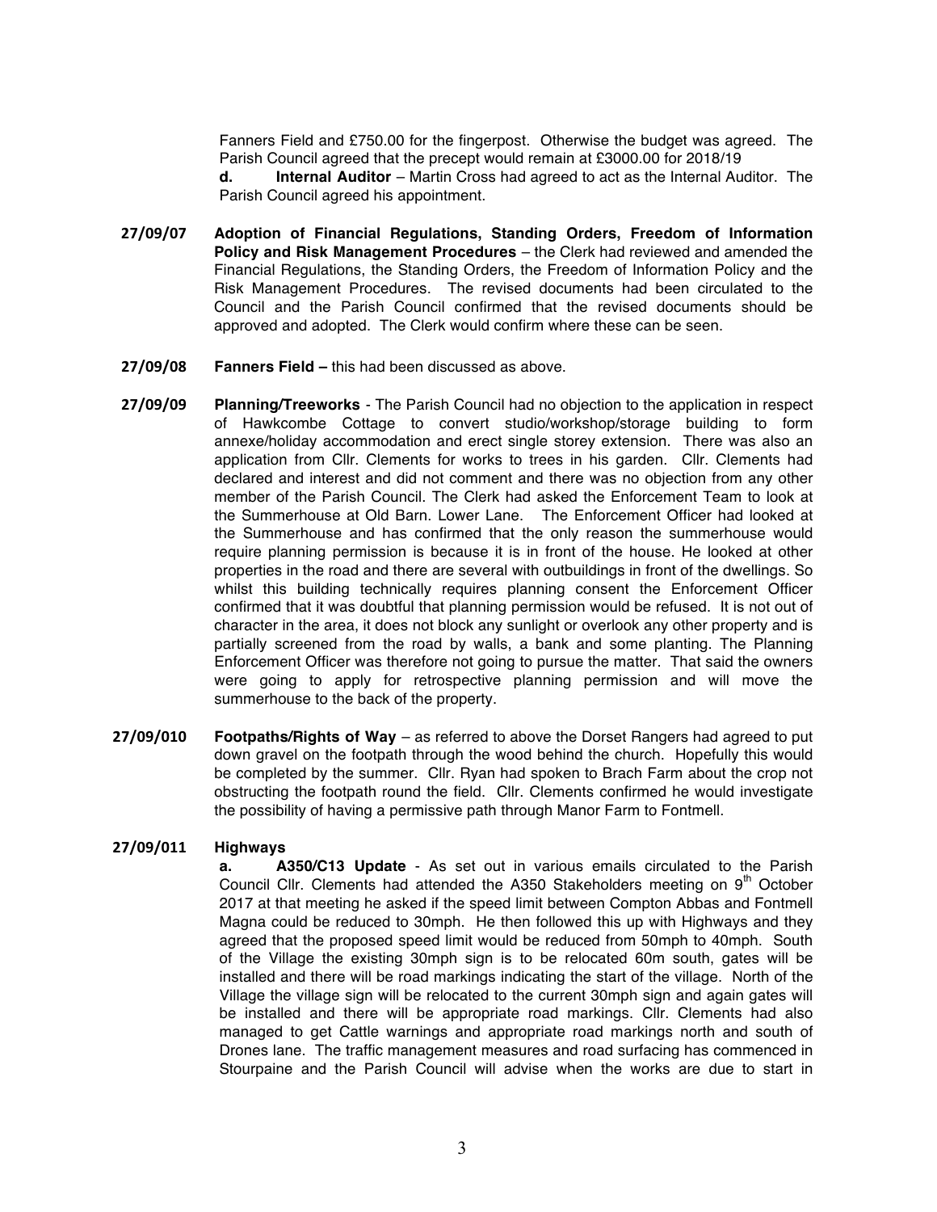Fanners Field and £750.00 for the fingerpost. Otherwise the budget was agreed. The Parish Council agreed that the precept would remain at £3000.00 for 2018/19

**d.** **Internal Auditor** – Martin Cross had agreed to act as the Internal Auditor. The Parish Council agreed his appointment.

**27/09/07** **Adoption of Financial Regulations, Standing Orders, Freedom of Information Policy and Risk Management Procedures** – the Clerk had reviewed and amended the Financial Regulations, the Standing Orders, the Freedom of Information Policy and the Risk Management Procedures. The revised documents had been circulated to the Council and the Parish Council confirmed that the revised documents should be approved and adopted. The Clerk would confirm where these can be seen.

**27/09/08** **Fanners Field –** this had been discussed as above.

**27/09/09** **Planning/Treeworks** - The Parish Council had no objection to the application in respect of Hawkcombe Cottage to convert studio/workshop/storage building to form annexe/holiday accommodation and erect single storey extension. There was also an application from Cllr. Clements for works to trees in his garden. Cllr. Clements had declared and interest and did not comment and there was no objection from any other member of the Parish Council. The Clerk had asked the Enforcement Team to look at the Summerhouse at Old Barn. Lower Lane. The Enforcement Officer had looked at the Summerhouse and has confirmed that the only reason the summerhouse would require planning permission is because it is in front of the house. He looked at other properties in the road and there are several with outbuildings in front of the dwellings. So whilst this building technically requires planning consent the Enforcement Officer confirmed that it was doubtful that planning permission would be refused. It is not out of character in the area, it does not block any sunlight or overlook any other property and is partially screened from the road by walls, a bank and some planting. The Planning Enforcement Officer was therefore not going to pursue the matter. That said the owners were going to apply for retrospective planning permission and will move the summerhouse to the back of the property.

**27/09/010** **Footpaths/Rights of Way** – as referred to above the Dorset Rangers had agreed to put down gravel on the footpath through the wood behind the church. Hopefully this would be completed by the summer. Cllr. Ryan had spoken to Brach Farm about the crop not obstructing the footpath round the field. Cllr. Clements confirmed he would investigate the possibility of having a permissive path through Manor Farm to Fontmell.

**27/09/011** **Highways**

**a.** **A350/C13 Update** - As set out in various emails circulated to the Parish Council Cllr. Clements had attended the A350 Stakeholders meeting on 9th October 2017 at that meeting he asked if the speed limit between Compton Abbas and Fontmell Magna could be reduced to 30mph. He then followed this up with Highways and they agreed that the proposed speed limit would be reduced from 50mph to 40mph. South of the Village the existing 30mph sign is to be relocated 60m south, gates will be installed and there will be road markings indicating the start of the village. North of the Village the village sign will be relocated to the current 30mph sign and again gates will be installed and there will be appropriate road markings. Cllr. Clements had also managed to get Cattle warnings and appropriate road markings north and south of Drones lane. The traffic management measures and road surfacing has commenced in Stourpaine and the Parish Council will advise when the works are due to start in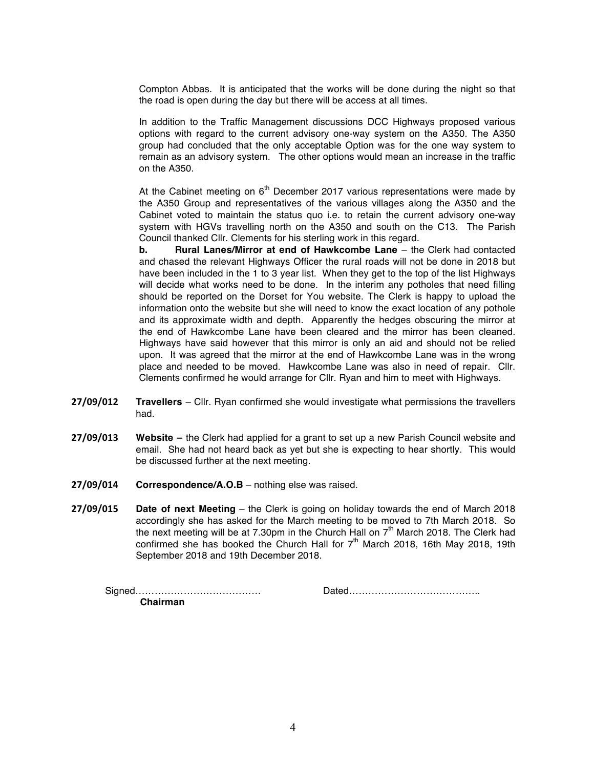Compton Abbas. It is anticipated that the works will be done during the night so that the road is open during the day but there will be access at all times.

In addition to the Traffic Management discussions DCC Highways proposed various options with regard to the current advisory one-way system on the A350. The A350 group had concluded that the only acceptable Option was for the one way system to remain as an advisory system. The other options would mean an increase in the traffic on the A350.

At the Cabinet meeting on 6th December 2017 various representations were made by the A350 Group and representatives of the various villages along the A350 and the Cabinet voted to maintain the status quo i.e. to retain the current advisory one-way system with HGVs travelling north on the A350 and south on the C13. The Parish Council thanked Cllr. Clements for his sterling work in this regard.

**b. Rural Lanes/Mirror at end of Hawkcombe Lane** – the Clerk had contacted and chased the relevant Highways Officer the rural roads will not be done in 2018 but have been included in the 1 to 3 year list. When they get to the top of the list Highways will decide what works need to be done. In the interim any potholes that need filling should be reported on the Dorset for You website. The Clerk is happy to upload the information onto the website but she will need to know the exact location of any pothole and its approximate width and depth. Apparently the hedges obscuring the mirror at the end of Hawkcombe Lane have been cleared and the mirror has been cleaned. Highways have said however that this mirror is only an aid and should not be relied upon. It was agreed that the mirror at the end of Hawkcombe Lane was in the wrong place and needed to be moved. Hawkcombe Lane was also in need of repair. Cllr. Clements confirmed he would arrange for Cllr. Ryan and him to meet with Highways.

**27/09/012** **Travellers** – Cllr. Ryan confirmed she would investigate what permissions the travellers had.

**27/09/013** **Website –** the Clerk had applied for a grant to set up a new Parish Council website and email. She had not heard back as yet but she is expecting to hear shortly. This would be discussed further at the next meeting.

**27/09/014** **Correspondence/A.O.B** – nothing else was raised.

**27/09/015** **Date of next Meeting** – the Clerk is going on holiday towards the end of March 2018 accordingly she has asked for the March meeting to be moved to 7th March 2018. So the next meeting will be at 7.30pm in the Church Hall on 7th March 2018. The Clerk had confirmed she has booked the Church Hall for 7th March 2018, 16th May 2018, 19th September 2018 and 19th December 2018.

Signed………………………………… Dated…………………………………..
**Chairman**